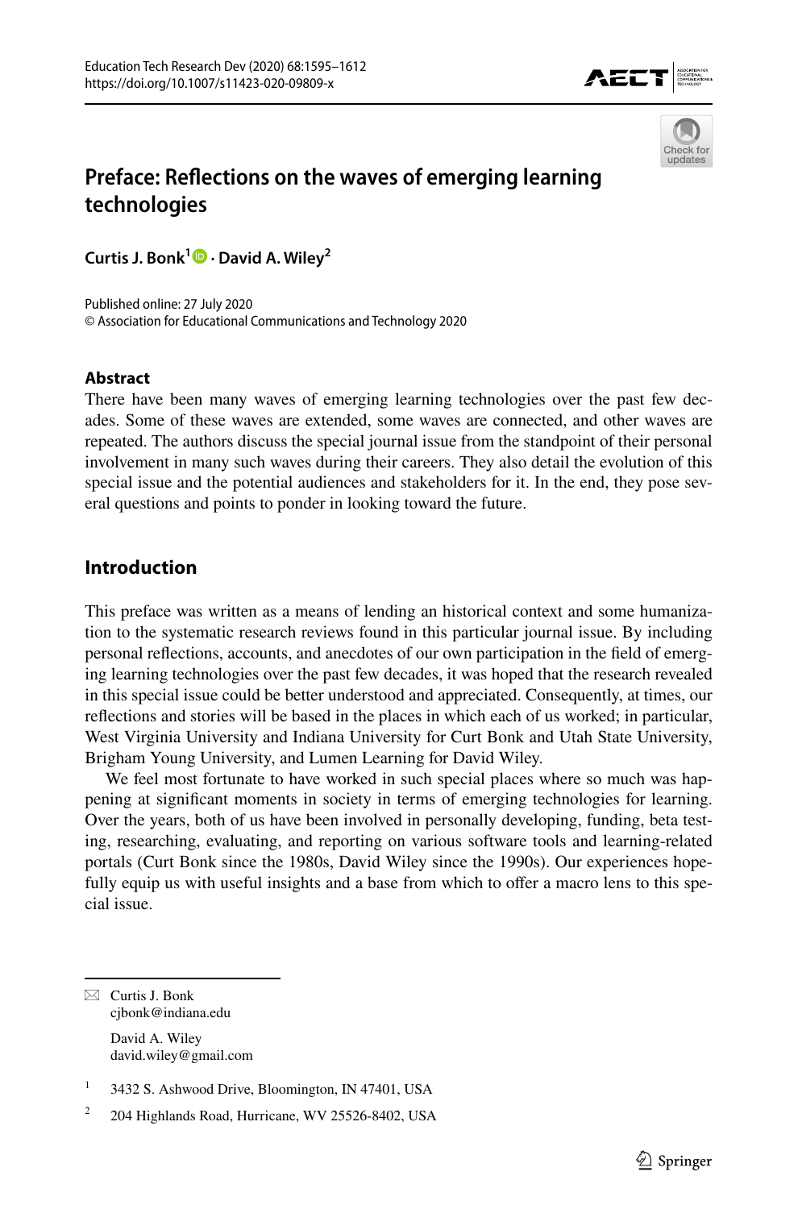# Preface: Reflections on the waves of emerging learning technologies

**Curtis J. Bonk**[1] · **David A. Wiley**[2]

Published online: 27 July 2020
© Association for Educational Communications and Technology 2020

## Abstract

There have been many waves of emerging learning technologies over the past few decades. Some of these waves are extended, some waves are connected, and other waves are repeated. The authors discuss the special journal issue from the standpoint of their personal involvement in many such waves during their careers. They also detail the evolution of this special issue and the potential audiences and stakeholders for it. In the end, they pose several questions and points to ponder in looking toward the future.

## Introduction

This preface was written as a means of lending an historical context and some humanization to the systematic research reviews found in this particular journal issue. By including personal reflections, accounts, and anecdotes of our own participation in the field of emerging learning technologies over the past few decades, it was hoped that the research revealed in this special issue could be better understood and appreciated. Consequently, at times, our reflections and stories will be based in the places in which each of us worked; in particular, West Virginia University and Indiana University for Curt Bonk and Utah State University, Brigham Young University, and Lumen Learning for David Wiley.

We feel most fortunate to have worked in such special places where so much was happening at significant moments in society in terms of emerging technologies for learning. Over the years, both of us have been involved in personally developing, funding, beta testing, researching, evaluating, and reporting on various software tools and learning-related portals (Curt Bonk since the 1980s, David Wiley since the 1990s). Our experiences hopefully equip us with useful insights and a base from which to offer a macro lens to this special issue.

---

✉ Curtis J. Bonk
cjbonk@indiana.edu

David A. Wiley
david.wiley@gmail.com

[1] 3432 S. Ashwood Drive, Bloomington, IN 47401, USA

[2] 204 Highlands Road, Hurricane, WV 25526-8402, USA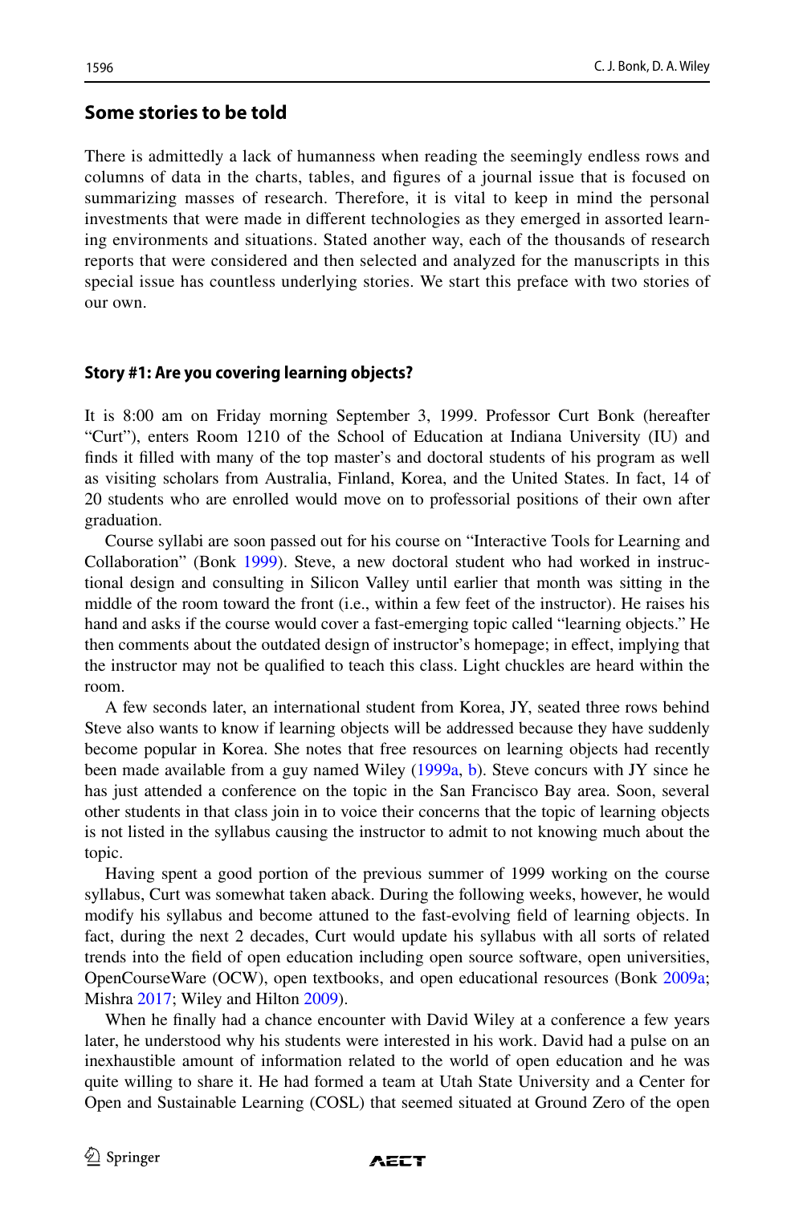## Some stories to be told

There is admittedly a lack of humanness when reading the seemingly endless rows and columns of data in the charts, tables, and figures of a journal issue that is focused on summarizing masses of research. Therefore, it is vital to keep in mind the personal investments that were made in different technologies as they emerged in assorted learning environments and situations. Stated another way, each of the thousands of research reports that were considered and then selected and analyzed for the manuscripts in this special issue has countless underlying stories. We start this preface with two stories of our own.

### Story #1: Are you covering learning objects?

It is 8:00 am on Friday morning September 3, 1999. Professor Curt Bonk (hereafter "Curt"), enters Room 1210 of the School of Education at Indiana University (IU) and finds it filled with many of the top master's and doctoral students of his program as well as visiting scholars from Australia, Finland, Korea, and the United States. In fact, 14 of 20 students who are enrolled would move on to professorial positions of their own after graduation.

Course syllabi are soon passed out for his course on "Interactive Tools for Learning and Collaboration" (Bonk 1999). Steve, a new doctoral student who had worked in instructional design and consulting in Silicon Valley until earlier that month was sitting in the middle of the room toward the front (i.e., within a few feet of the instructor). He raises his hand and asks if the course would cover a fast-emerging topic called "learning objects." He then comments about the outdated design of instructor's homepage; in effect, implying that the instructor may not be qualified to teach this class. Light chuckles are heard within the room.

A few seconds later, an international student from Korea, JY, seated three rows behind Steve also wants to know if learning objects will be addressed because they have suddenly become popular in Korea. She notes that free resources on learning objects had recently been made available from a guy named Wiley (1999a, b). Steve concurs with JY since he has just attended a conference on the topic in the San Francisco Bay area. Soon, several other students in that class join in to voice their concerns that the topic of learning objects is not listed in the syllabus causing the instructor to admit to not knowing much about the topic.

Having spent a good portion of the previous summer of 1999 working on the course syllabus, Curt was somewhat taken aback. During the following weeks, however, he would modify his syllabus and become attuned to the fast-evolving field of learning objects. In fact, during the next 2 decades, Curt would update his syllabus with all sorts of related trends into the field of open education including open source software, open universities, OpenCourseWare (OCW), open textbooks, and open educational resources (Bonk 2009a; Mishra 2017; Wiley and Hilton 2009).

When he finally had a chance encounter with David Wiley at a conference a few years later, he understood why his students were interested in his work. David had a pulse on an inexhaustible amount of information related to the world of open education and he was quite willing to share it. He had formed a team at Utah State University and a Center for Open and Sustainable Learning (COSL) that seemed situated at Ground Zero of the open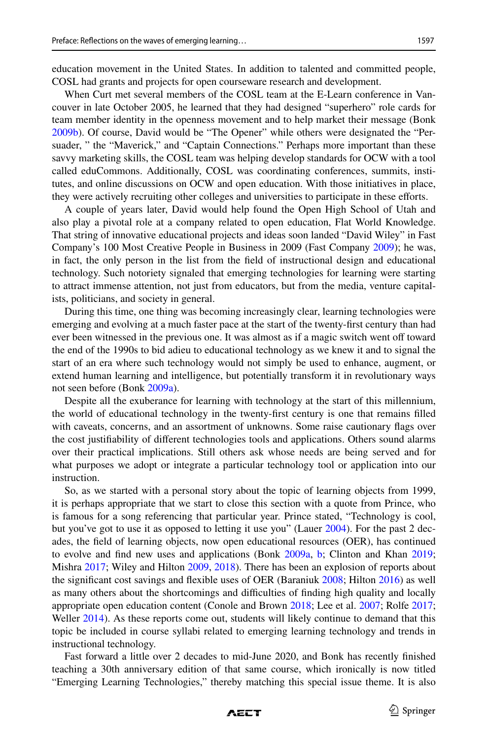education movement in the United States. In addition to talented and committed people, COSL had grants and projects for open courseware research and development.

When Curt met several members of the COSL team at the E-Learn conference in Vancouver in late October 2005, he learned that they had designed "superhero" role cards for team member identity in the openness movement and to help market their message (Bonk 2009b). Of course, David would be "The Opener" while others were designated the "Persuader, " the "Maverick," and "Captain Connections." Perhaps more important than these savvy marketing skills, the COSL team was helping develop standards for OCW with a tool called eduCommons. Additionally, COSL was coordinating conferences, summits, institutes, and online discussions on OCW and open education. With those initiatives in place, they were actively recruiting other colleges and universities to participate in these efforts.

A couple of years later, David would help found the Open High School of Utah and also play a pivotal role at a company related to open education, Flat World Knowledge. That string of innovative educational projects and ideas soon landed "David Wiley" in Fast Company's 100 Most Creative People in Business in 2009 (Fast Company 2009); he was, in fact, the only person in the list from the field of instructional design and educational technology. Such notoriety signaled that emerging technologies for learning were starting to attract immense attention, not just from educators, but from the media, venture capitalists, politicians, and society in general.

During this time, one thing was becoming increasingly clear, learning technologies were emerging and evolving at a much faster pace at the start of the twenty-first century than had ever been witnessed in the previous one. It was almost as if a magic switch went off toward the end of the 1990s to bid adieu to educational technology as we knew it and to signal the start of an era where such technology would not simply be used to enhance, augment, or extend human learning and intelligence, but potentially transform it in revolutionary ways not seen before (Bonk 2009a).

Despite all the exuberance for learning with technology at the start of this millennium, the world of educational technology in the twenty-first century is one that remains filled with caveats, concerns, and an assortment of unknowns. Some raise cautionary flags over the cost justifiability of different technologies tools and applications. Others sound alarms over their practical implications. Still others ask whose needs are being served and for what purposes we adopt or integrate a particular technology tool or application into our instruction.

So, as we started with a personal story about the topic of learning objects from 1999, it is perhaps appropriate that we start to close this section with a quote from Prince, who is famous for a song referencing that particular year. Prince stated, "Technology is cool, but you've got to use it as opposed to letting it use you" (Lauer 2004). For the past 2 decades, the field of learning objects, now open educational resources (OER), has continued to evolve and find new uses and applications (Bonk 2009a, b; Clinton and Khan 2019; Mishra 2017; Wiley and Hilton 2009, 2018). There has been an explosion of reports about the significant cost savings and flexible uses of OER (Baraniuk 2008; Hilton 2016) as well as many others about the shortcomings and difficulties of finding high quality and locally appropriate open education content (Conole and Brown 2018; Lee et al. 2007; Rolfe 2017; Weller 2014). As these reports come out, students will likely continue to demand that this topic be included in course syllabi related to emerging learning technology and trends in instructional technology.

Fast forward a little over 2 decades to mid-June 2020, and Bonk has recently finished teaching a 30th anniversary edition of that same course, which ironically is now titled "Emerging Learning Technologies," thereby matching this special issue theme. It is also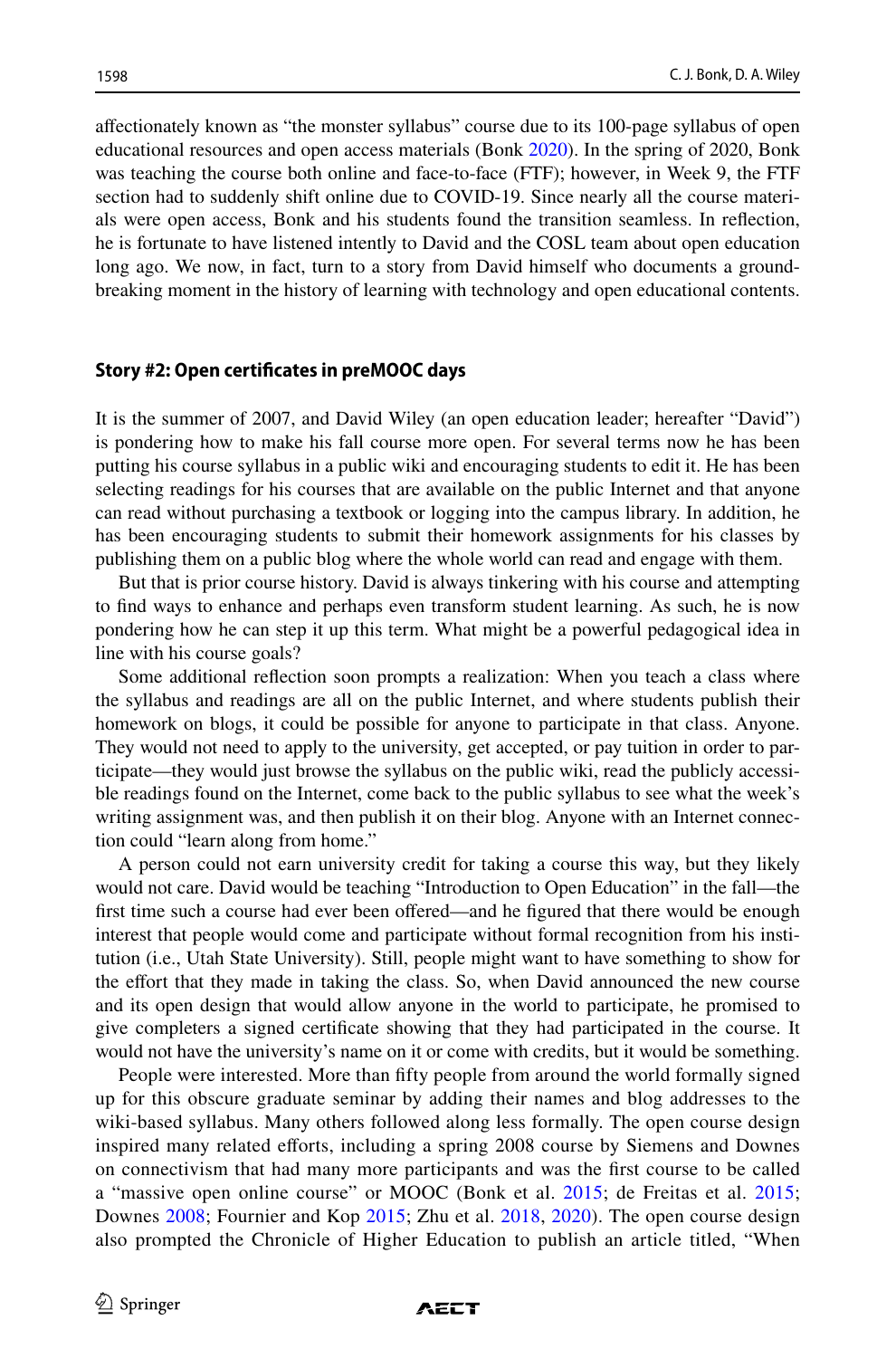affectionately known as "the monster syllabus" course due to its 100-page syllabus of open educational resources and open access materials (Bonk 2020). In the spring of 2020, Bonk was teaching the course both online and face-to-face (FTF); however, in Week 9, the FTF section had to suddenly shift online due to COVID-19. Since nearly all the course materials were open access, Bonk and his students found the transition seamless. In reflection, he is fortunate to have listened intently to David and the COSL team about open education long ago. We now, in fact, turn to a story from David himself who documents a groundbreaking moment in the history of learning with technology and open educational contents.

### Story #2: Open certificates in preMOOC days

It is the summer of 2007, and David Wiley (an open education leader; hereafter "David") is pondering how to make his fall course more open. For several terms now he has been putting his course syllabus in a public wiki and encouraging students to edit it. He has been selecting readings for his courses that are available on the public Internet and that anyone can read without purchasing a textbook or logging into the campus library. In addition, he has been encouraging students to submit their homework assignments for his classes by publishing them on a public blog where the whole world can read and engage with them.

But that is prior course history. David is always tinkering with his course and attempting to find ways to enhance and perhaps even transform student learning. As such, he is now pondering how he can step it up this term. What might be a powerful pedagogical idea in line with his course goals?

Some additional reflection soon prompts a realization: When you teach a class where the syllabus and readings are all on the public Internet, and where students publish their homework on blogs, it could be possible for anyone to participate in that class. Anyone. They would not need to apply to the university, get accepted, or pay tuition in order to participate—they would just browse the syllabus on the public wiki, read the publicly accessible readings found on the Internet, come back to the public syllabus to see what the week's writing assignment was, and then publish it on their blog. Anyone with an Internet connection could "learn along from home."

A person could not earn university credit for taking a course this way, but they likely would not care. David would be teaching "Introduction to Open Education" in the fall—the first time such a course had ever been offered—and he figured that there would be enough interest that people would come and participate without formal recognition from his institution (i.e., Utah State University). Still, people might want to have something to show for the effort that they made in taking the class. So, when David announced the new course and its open design that would allow anyone in the world to participate, he promised to give completers a signed certificate showing that they had participated in the course. It would not have the university's name on it or come with credits, but it would be something.

People were interested. More than fifty people from around the world formally signed up for this obscure graduate seminar by adding their names and blog addresses to the wiki-based syllabus. Many others followed along less formally. The open course design inspired many related efforts, including a spring 2008 course by Siemens and Downes on connectivism that had many more participants and was the first course to be called a "massive open online course" or MOOC (Bonk et al. 2015; de Freitas et al. 2015; Downes 2008; Fournier and Kop 2015; Zhu et al. 2018, 2020). The open course design also prompted the Chronicle of Higher Education to publish an article titled, "When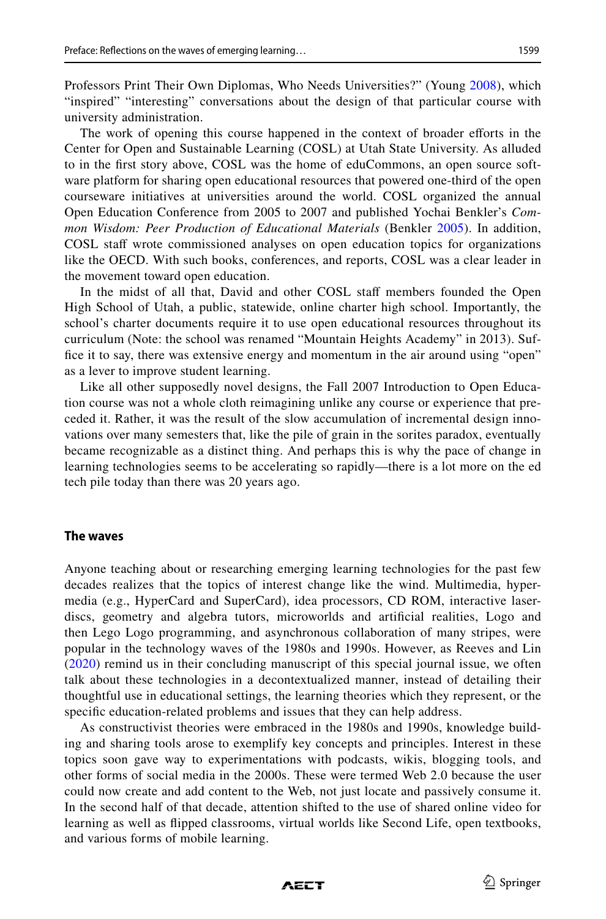Professors Print Their Own Diplomas, Who Needs Universities?" (Young 2008), which "inspired" "interesting" conversations about the design of that particular course with university administration.

The work of opening this course happened in the context of broader efforts in the Center for Open and Sustainable Learning (COSL) at Utah State University. As alluded to in the first story above, COSL was the home of eduCommons, an open source software platform for sharing open educational resources that powered one-third of the open courseware initiatives at universities around the world. COSL organized the annual Open Education Conference from 2005 to 2007 and published Yochai Benkler's *Common Wisdom: Peer Production of Educational Materials* (Benkler 2005). In addition, COSL staff wrote commissioned analyses on open education topics for organizations like the OECD. With such books, conferences, and reports, COSL was a clear leader in the movement toward open education.

In the midst of all that, David and other COSL staff members founded the Open High School of Utah, a public, statewide, online charter high school. Importantly, the school's charter documents require it to use open educational resources throughout its curriculum (Note: the school was renamed "Mountain Heights Academy" in 2013). Suffice it to say, there was extensive energy and momentum in the air around using "open" as a lever to improve student learning.

Like all other supposedly novel designs, the Fall 2007 Introduction to Open Education course was not a whole cloth reimagining unlike any course or experience that preceded it. Rather, it was the result of the slow accumulation of incremental design innovations over many semesters that, like the pile of grain in the sorites paradox, eventually became recognizable as a distinct thing. And perhaps this is why the pace of change in learning technologies seems to be accelerating so rapidly—there is a lot more on the ed tech pile today than there was 20 years ago.

## The waves

Anyone teaching about or researching emerging learning technologies for the past few decades realizes that the topics of interest change like the wind. Multimedia, hypermedia (e.g., HyperCard and SuperCard), idea processors, CD ROM, interactive laserdiscs, geometry and algebra tutors, microworlds and artificial realities, Logo and then Lego Logo programming, and asynchronous collaboration of many stripes, were popular in the technology waves of the 1980s and 1990s. However, as Reeves and Lin (2020) remind us in their concluding manuscript of this special journal issue, we often talk about these technologies in a decontextualized manner, instead of detailing their thoughtful use in educational settings, the learning theories which they represent, or the specific education-related problems and issues that they can help address.

As constructivist theories were embraced in the 1980s and 1990s, knowledge building and sharing tools arose to exemplify key concepts and principles. Interest in these topics soon gave way to experimentations with podcasts, wikis, blogging tools, and other forms of social media in the 2000s. These were termed Web 2.0 because the user could now create and add content to the Web, not just locate and passively consume it. In the second half of that decade, attention shifted to the use of shared online video for learning as well as flipped classrooms, virtual worlds like Second Life, open textbooks, and various forms of mobile learning.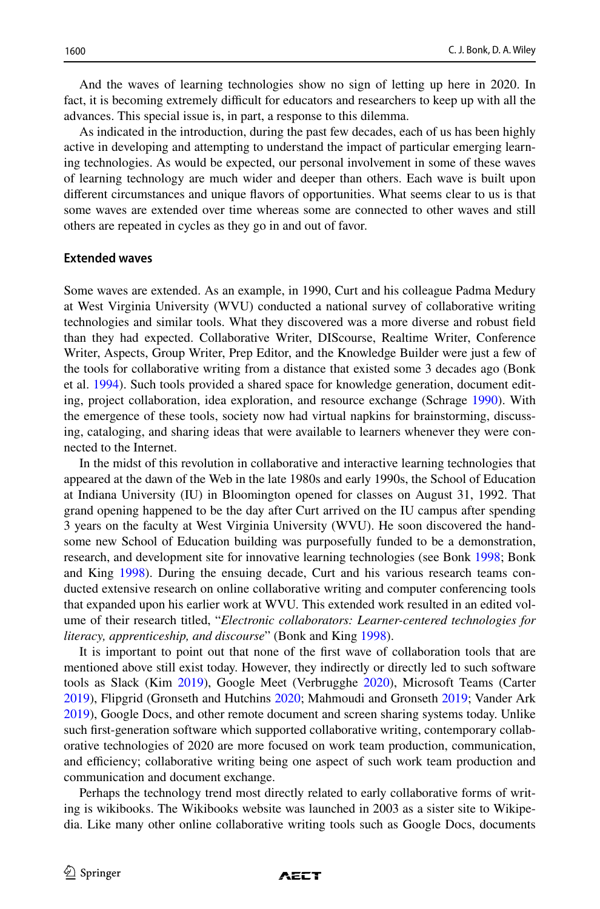And the waves of learning technologies show no sign of letting up here in 2020. In fact, it is becoming extremely difficult for educators and researchers to keep up with all the advances. This special issue is, in part, a response to this dilemma.

As indicated in the introduction, during the past few decades, each of us has been highly active in developing and attempting to understand the impact of particular emerging learning technologies. As would be expected, our personal involvement in some of these waves of learning technology are much wider and deeper than others. Each wave is built upon different circumstances and unique flavors of opportunities. What seems clear to us is that some waves are extended over time whereas some are connected to other waves and still others are repeated in cycles as they go in and out of favor.

### Extended waves

Some waves are extended. As an example, in 1990, Curt and his colleague Padma Medury at West Virginia University (WVU) conducted a national survey of collaborative writing technologies and similar tools. What they discovered was a more diverse and robust field than they had expected. Collaborative Writer, DIScourse, Realtime Writer, Conference Writer, Aspects, Group Writer, Prep Editor, and the Knowledge Builder were just a few of the tools for collaborative writing from a distance that existed some 3 decades ago (Bonk et al. 1994). Such tools provided a shared space for knowledge generation, document editing, project collaboration, idea exploration, and resource exchange (Schrage 1990). With the emergence of these tools, society now had virtual napkins for brainstorming, discussing, cataloging, and sharing ideas that were available to learners whenever they were connected to the Internet.

In the midst of this revolution in collaborative and interactive learning technologies that appeared at the dawn of the Web in the late 1980s and early 1990s, the School of Education at Indiana University (IU) in Bloomington opened for classes on August 31, 1992. That grand opening happened to be the day after Curt arrived on the IU campus after spending 3 years on the faculty at West Virginia University (WVU). He soon discovered the handsome new School of Education building was purposefully funded to be a demonstration, research, and development site for innovative learning technologies (see Bonk 1998; Bonk and King 1998). During the ensuing decade, Curt and his various research teams conducted extensive research on online collaborative writing and computer conferencing tools that expanded upon his earlier work at WVU. This extended work resulted in an edited volume of their research titled, "*Electronic collaborators: Learner-centered technologies for literacy, apprenticeship, and discourse*" (Bonk and King 1998).

It is important to point out that none of the first wave of collaboration tools that are mentioned above still exist today. However, they indirectly or directly led to such software tools as Slack (Kim 2019), Google Meet (Verbrugghe 2020), Microsoft Teams (Carter 2019), Flipgrid (Gronseth and Hutchins 2020; Mahmoudi and Gronseth 2019; Vander Ark 2019), Google Docs, and other remote document and screen sharing systems today. Unlike such first-generation software which supported collaborative writing, contemporary collaborative technologies of 2020 are more focused on work team production, communication, and efficiency; collaborative writing being one aspect of such work team production and communication and document exchange.

Perhaps the technology trend most directly related to early collaborative forms of writing is wikibooks. The Wikibooks website was launched in 2003 as a sister site to Wikipedia. Like many other online collaborative writing tools such as Google Docs, documents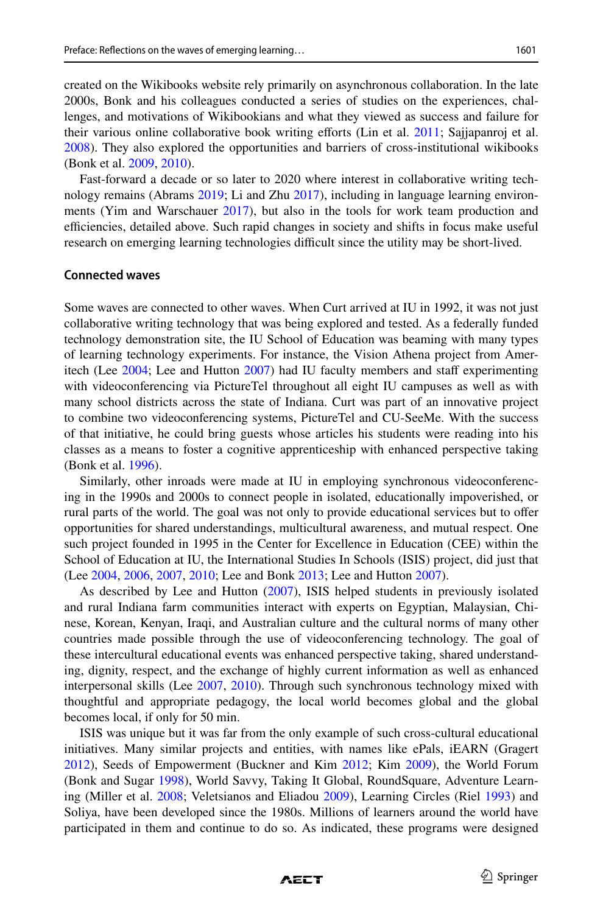created on the Wikibooks website rely primarily on asynchronous collaboration. In the late 2000s, Bonk and his colleagues conducted a series of studies on the experiences, challenges, and motivations of Wikibookians and what they viewed as success and failure for their various online collaborative book writing efforts (Lin et al. 2011; Sajjapanroj et al. 2008). They also explored the opportunities and barriers of cross-institutional wikibooks (Bonk et al. 2009, 2010).

Fast-forward a decade or so later to 2020 where interest in collaborative writing technology remains (Abrams 2019; Li and Zhu 2017), including in language learning environments (Yim and Warschauer 2017), but also in the tools for work team production and efficiencies, detailed above. Such rapid changes in society and shifts in focus make useful research on emerging learning technologies difficult since the utility may be short-lived.

## Connected waves

Some waves are connected to other waves. When Curt arrived at IU in 1992, it was not just collaborative writing technology that was being explored and tested. As a federally funded technology demonstration site, the IU School of Education was beaming with many types of learning technology experiments. For instance, the Vision Athena project from Ameritech (Lee 2004; Lee and Hutton 2007) had IU faculty members and staff experimenting with videoconferencing via PictureTel throughout all eight IU campuses as well as with many school districts across the state of Indiana. Curt was part of an innovative project to combine two videoconferencing systems, PictureTel and CU-SeeMe. With the success of that initiative, he could bring guests whose articles his students were reading into his classes as a means to foster a cognitive apprenticeship with enhanced perspective taking (Bonk et al. 1996).

Similarly, other inroads were made at IU in employing synchronous videoconferencing in the 1990s and 2000s to connect people in isolated, educationally impoverished, or rural parts of the world. The goal was not only to provide educational services but to offer opportunities for shared understandings, multicultural awareness, and mutual respect. One such project founded in 1995 in the Center for Excellence in Education (CEE) within the School of Education at IU, the International Studies In Schools (ISIS) project, did just that (Lee 2004, 2006, 2007, 2010; Lee and Bonk 2013; Lee and Hutton 2007).

As described by Lee and Hutton (2007), ISIS helped students in previously isolated and rural Indiana farm communities interact with experts on Egyptian, Malaysian, Chinese, Korean, Kenyan, Iraqi, and Australian culture and the cultural norms of many other countries made possible through the use of videoconferencing technology. The goal of these intercultural educational events was enhanced perspective taking, shared understanding, dignity, respect, and the exchange of highly current information as well as enhanced interpersonal skills (Lee 2007, 2010). Through such synchronous technology mixed with thoughtful and appropriate pedagogy, the local world becomes global and the global becomes local, if only for 50 min.

ISIS was unique but it was far from the only example of such cross-cultural educational initiatives. Many similar projects and entities, with names like ePals, iEARN (Gragert 2012), Seeds of Empowerment (Buckner and Kim 2012; Kim 2009), the World Forum (Bonk and Sugar 1998), World Savvy, Taking It Global, RoundSquare, Adventure Learning (Miller et al. 2008; Veletsianos and Eliadou 2009), Learning Circles (Riel 1993) and Soliya, have been developed since the 1980s. Millions of learners around the world have participated in them and continue to do so. As indicated, these programs were designed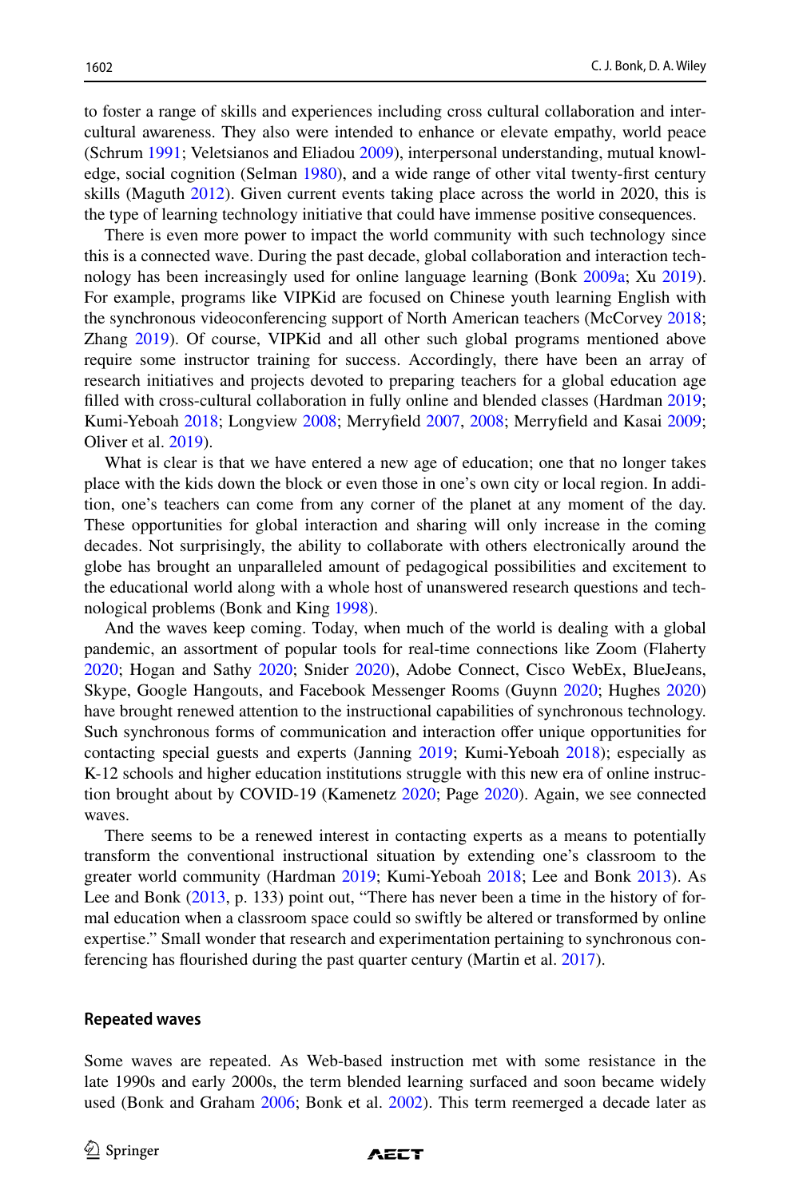to foster a range of skills and experiences including cross cultural collaboration and intercultural awareness. They also were intended to enhance or elevate empathy, world peace (Schrum 1991; Veletsianos and Eliadou 2009), interpersonal understanding, mutual knowledge, social cognition (Selman 1980), and a wide range of other vital twenty-first century skills (Maguth 2012). Given current events taking place across the world in 2020, this is the type of learning technology initiative that could have immense positive consequences.

There is even more power to impact the world community with such technology since this is a connected wave. During the past decade, global collaboration and interaction technology has been increasingly used for online language learning (Bonk 2009a; Xu 2019). For example, programs like VIPKid are focused on Chinese youth learning English with the synchronous videoconferencing support of North American teachers (McCorvey 2018; Zhang 2019). Of course, VIPKid and all other such global programs mentioned above require some instructor training for success. Accordingly, there have been an array of research initiatives and projects devoted to preparing teachers for a global education age filled with cross-cultural collaboration in fully online and blended classes (Hardman 2019; Kumi-Yeboah 2018; Longview 2008; Merryfield 2007, 2008; Merryfield and Kasai 2009; Oliver et al. 2019).

What is clear is that we have entered a new age of education; one that no longer takes place with the kids down the block or even those in one's own city or local region. In addition, one's teachers can come from any corner of the planet at any moment of the day. These opportunities for global interaction and sharing will only increase in the coming decades. Not surprisingly, the ability to collaborate with others electronically around the globe has brought an unparalleled amount of pedagogical possibilities and excitement to the educational world along with a whole host of unanswered research questions and technological problems (Bonk and King 1998).

And the waves keep coming. Today, when much of the world is dealing with a global pandemic, an assortment of popular tools for real-time connections like Zoom (Flaherty 2020; Hogan and Sathy 2020; Snider 2020), Adobe Connect, Cisco WebEx, BlueJeans, Skype, Google Hangouts, and Facebook Messenger Rooms (Guynn 2020; Hughes 2020) have brought renewed attention to the instructional capabilities of synchronous technology. Such synchronous forms of communication and interaction offer unique opportunities for contacting special guests and experts (Janning 2019; Kumi-Yeboah 2018); especially as K-12 schools and higher education institutions struggle with this new era of online instruction brought about by COVID-19 (Kamenetz 2020; Page 2020). Again, we see connected waves.

There seems to be a renewed interest in contacting experts as a means to potentially transform the conventional instructional situation by extending one's classroom to the greater world community (Hardman 2019; Kumi-Yeboah 2018; Lee and Bonk 2013). As Lee and Bonk (2013, p. 133) point out, "There has never been a time in the history of formal education when a classroom space could so swiftly be altered or transformed by online expertise." Small wonder that research and experimentation pertaining to synchronous conferencing has flourished during the past quarter century (Martin et al. 2017).

## Repeated waves

Some waves are repeated. As Web-based instruction met with some resistance in the late 1990s and early 2000s, the term blended learning surfaced and soon became widely used (Bonk and Graham 2006; Bonk et al. 2002). This term reemerged a decade later as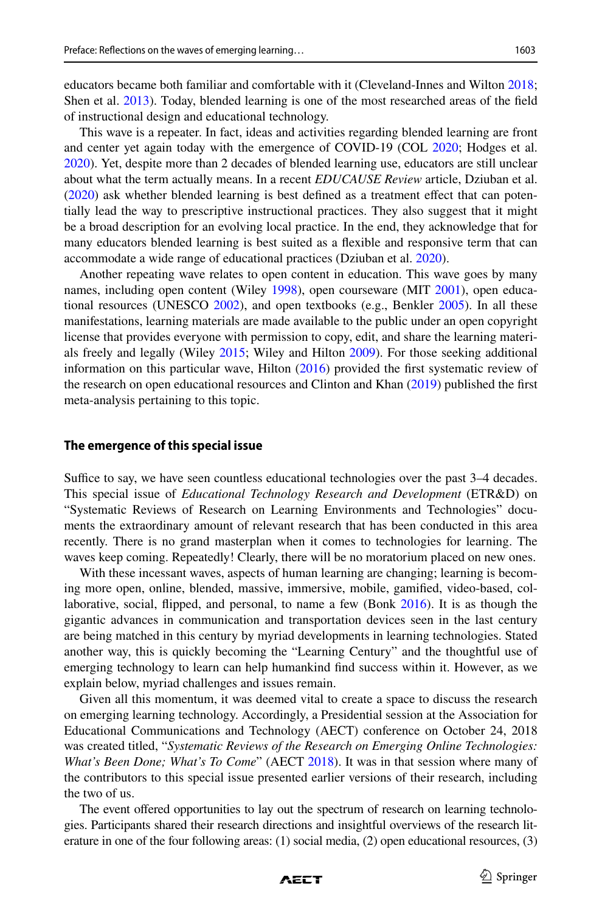educators became both familiar and comfortable with it (Cleveland-Innes and Wilton 2018; Shen et al. 2013). Today, blended learning is one of the most researched areas of the field of instructional design and educational technology.

This wave is a repeater. In fact, ideas and activities regarding blended learning are front and center yet again today with the emergence of COVID-19 (COL 2020; Hodges et al. 2020). Yet, despite more than 2 decades of blended learning use, educators are still unclear about what the term actually means. In a recent *EDUCAUSE Review* article, Dziuban et al. (2020) ask whether blended learning is best defined as a treatment effect that can potentially lead the way to prescriptive instructional practices. They also suggest that it might be a broad description for an evolving local practice. In the end, they acknowledge that for many educators blended learning is best suited as a flexible and responsive term that can accommodate a wide range of educational practices (Dziuban et al. 2020).

Another repeating wave relates to open content in education. This wave goes by many names, including open content (Wiley 1998), open courseware (MIT 2001), open educational resources (UNESCO 2002), and open textbooks (e.g., Benkler 2005). In all these manifestations, learning materials are made available to the public under an open copyright license that provides everyone with permission to copy, edit, and share the learning materials freely and legally (Wiley 2015; Wiley and Hilton 2009). For those seeking additional information on this particular wave, Hilton (2016) provided the first systematic review of the research on open educational resources and Clinton and Khan (2019) published the first meta-analysis pertaining to this topic.

## The emergence of this special issue

Suffice to say, we have seen countless educational technologies over the past 3–4 decades. This special issue of *Educational Technology Research and Development* (ETR&D) on "Systematic Reviews of Research on Learning Environments and Technologies" documents the extraordinary amount of relevant research that has been conducted in this area recently. There is no grand masterplan when it comes to technologies for learning. The waves keep coming. Repeatedly! Clearly, there will be no moratorium placed on new ones.

With these incessant waves, aspects of human learning are changing; learning is becoming more open, online, blended, massive, immersive, mobile, gamified, video-based, collaborative, social, flipped, and personal, to name a few (Bonk 2016). It is as though the gigantic advances in communication and transportation devices seen in the last century are being matched in this century by myriad developments in learning technologies. Stated another way, this is quickly becoming the "Learning Century" and the thoughtful use of emerging technology to learn can help humankind find success within it. However, as we explain below, myriad challenges and issues remain.

Given all this momentum, it was deemed vital to create a space to discuss the research on emerging learning technology. Accordingly, a Presidential session at the Association for Educational Communications and Technology (AECT) conference on October 24, 2018 was created titled, "*Systematic Reviews of the Research on Emerging Online Technologies: What's Been Done; What's To Come*" (AECT 2018). It was in that session where many of the contributors to this special issue presented earlier versions of their research, including the two of us.

The event offered opportunities to lay out the spectrum of research on learning technologies. Participants shared their research directions and insightful overviews of the research literature in one of the four following areas: (1) social media, (2) open educational resources, (3)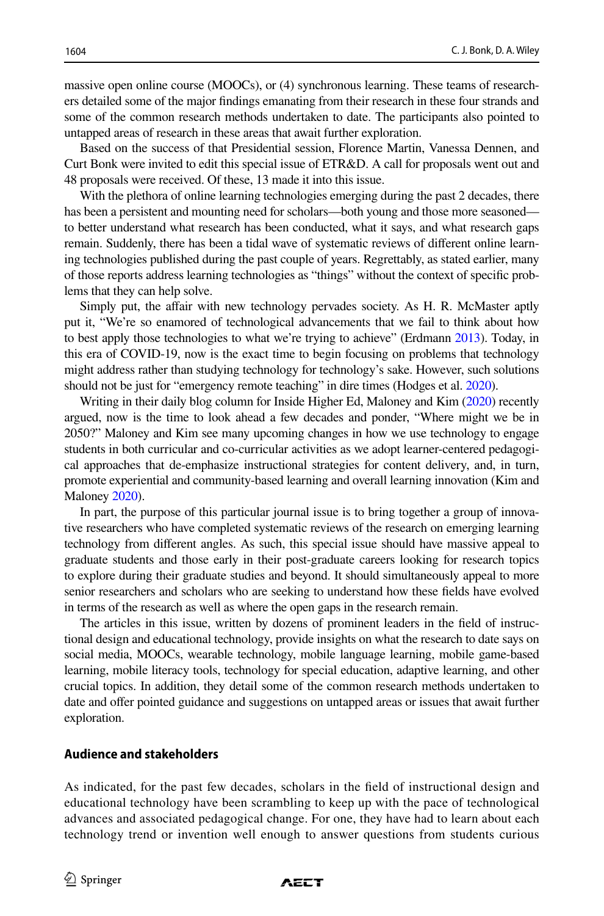massive open online course (MOOCs), or (4) synchronous learning. These teams of researchers detailed some of the major findings emanating from their research in these four strands and some of the common research methods undertaken to date. The participants also pointed to untapped areas of research in these areas that await further exploration.

Based on the success of that Presidential session, Florence Martin, Vanessa Dennen, and Curt Bonk were invited to edit this special issue of ETR&D. A call for proposals went out and 48 proposals were received. Of these, 13 made it into this issue.

With the plethora of online learning technologies emerging during the past 2 decades, there has been a persistent and mounting need for scholars—both young and those more seasoned—to better understand what research has been conducted, what it says, and what research gaps remain. Suddenly, there has been a tidal wave of systematic reviews of different online learning technologies published during the past couple of years. Regrettably, as stated earlier, many of those reports address learning technologies as "things" without the context of specific problems that they can help solve.

Simply put, the affair with new technology pervades society. As H. R. McMaster aptly put it, "We're so enamored of technological advancements that we fail to think about how to best apply those technologies to what we're trying to achieve" (Erdmann 2013). Today, in this era of COVID-19, now is the exact time to begin focusing on problems that technology might address rather than studying technology for technology's sake. However, such solutions should not be just for "emergency remote teaching" in dire times (Hodges et al. 2020).

Writing in their daily blog column for Inside Higher Ed, Maloney and Kim (2020) recently argued, now is the time to look ahead a few decades and ponder, "Where might we be in 2050?" Maloney and Kim see many upcoming changes in how we use technology to engage students in both curricular and co-curricular activities as we adopt learner-centered pedagogical approaches that de-emphasize instructional strategies for content delivery, and, in turn, promote experiential and community-based learning and overall learning innovation (Kim and Maloney 2020).

In part, the purpose of this particular journal issue is to bring together a group of innovative researchers who have completed systematic reviews of the research on emerging learning technology from different angles. As such, this special issue should have massive appeal to graduate students and those early in their post-graduate careers looking for research topics to explore during their graduate studies and beyond. It should simultaneously appeal to more senior researchers and scholars who are seeking to understand how these fields have evolved in terms of the research as well as where the open gaps in the research remain.

The articles in this issue, written by dozens of prominent leaders in the field of instructional design and educational technology, provide insights on what the research to date says on social media, MOOCs, wearable technology, mobile language learning, mobile game-based learning, mobile literacy tools, technology for special education, adaptive learning, and other crucial topics. In addition, they detail some of the common research methods undertaken to date and offer pointed guidance and suggestions on untapped areas or issues that await further exploration.

### Audience and stakeholders

As indicated, for the past few decades, scholars in the field of instructional design and educational technology have been scrambling to keep up with the pace of technological advances and associated pedagogical change. For one, they have had to learn about each technology trend or invention well enough to answer questions from students curious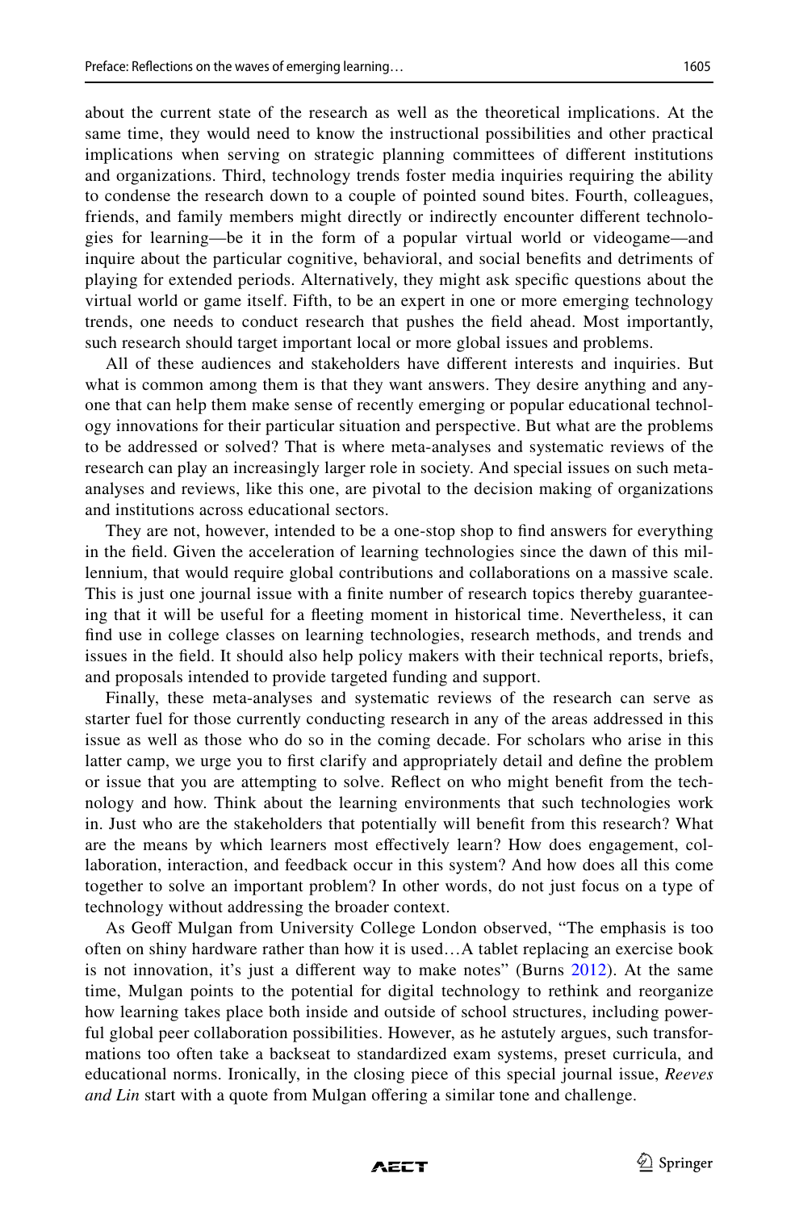about the current state of the research as well as the theoretical implications. At the same time, they would need to know the instructional possibilities and other practical implications when serving on strategic planning committees of different institutions and organizations. Third, technology trends foster media inquiries requiring the ability to condense the research down to a couple of pointed sound bites. Fourth, colleagues, friends, and family members might directly or indirectly encounter different technologies for learning—be it in the form of a popular virtual world or videogame—and inquire about the particular cognitive, behavioral, and social benefits and detriments of playing for extended periods. Alternatively, they might ask specific questions about the virtual world or game itself. Fifth, to be an expert in one or more emerging technology trends, one needs to conduct research that pushes the field ahead. Most importantly, such research should target important local or more global issues and problems.

All of these audiences and stakeholders have different interests and inquiries. But what is common among them is that they want answers. They desire anything and anyone that can help them make sense of recently emerging or popular educational technology innovations for their particular situation and perspective. But what are the problems to be addressed or solved? That is where meta-analyses and systematic reviews of the research can play an increasingly larger role in society. And special issues on such meta-analyses and reviews, like this one, are pivotal to the decision making of organizations and institutions across educational sectors.

They are not, however, intended to be a one-stop shop to find answers for everything in the field. Given the acceleration of learning technologies since the dawn of this millennium, that would require global contributions and collaborations on a massive scale. This is just one journal issue with a finite number of research topics thereby guaranteeing that it will be useful for a fleeting moment in historical time. Nevertheless, it can find use in college classes on learning technologies, research methods, and trends and issues in the field. It should also help policy makers with their technical reports, briefs, and proposals intended to provide targeted funding and support.

Finally, these meta-analyses and systematic reviews of the research can serve as starter fuel for those currently conducting research in any of the areas addressed in this issue as well as those who do so in the coming decade. For scholars who arise in this latter camp, we urge you to first clarify and appropriately detail and define the problem or issue that you are attempting to solve. Reflect on who might benefit from the technology and how. Think about the learning environments that such technologies work in. Just who are the stakeholders that potentially will benefit from this research? What are the means by which learners most effectively learn? How does engagement, collaboration, interaction, and feedback occur in this system? And how does all this come together to solve an important problem? In other words, do not just focus on a type of technology without addressing the broader context.

As Geoff Mulgan from University College London observed, "The emphasis is too often on shiny hardware rather than how it is used…A tablet replacing an exercise book is not innovation, it's just a different way to make notes" (Burns 2012). At the same time, Mulgan points to the potential for digital technology to rethink and reorganize how learning takes place both inside and outside of school structures, including powerful global peer collaboration possibilities. However, as he astutely argues, such transformations too often take a backseat to standardized exam systems, preset curricula, and educational norms. Ironically, in the closing piece of this special journal issue, *Reeves and Lin* start with a quote from Mulgan offering a similar tone and challenge.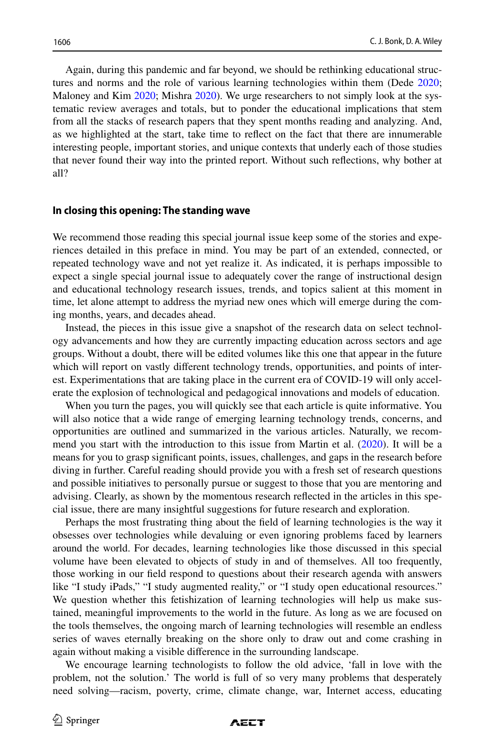Again, during this pandemic and far beyond, we should be rethinking educational structures and norms and the role of various learning technologies within them (Dede 2020; Maloney and Kim 2020; Mishra 2020). We urge researchers to not simply look at the systematic review averages and totals, but to ponder the educational implications that stem from all the stacks of research papers that they spent months reading and analyzing. And, as we highlighted at the start, take time to reflect on the fact that there are innumerable interesting people, important stories, and unique contexts that underly each of those studies that never found their way into the printed report. Without such reflections, why bother at all?

## In closing this opening: The standing wave

We recommend those reading this special journal issue keep some of the stories and experiences detailed in this preface in mind. You may be part of an extended, connected, or repeated technology wave and not yet realize it. As indicated, it is perhaps impossible to expect a single special journal issue to adequately cover the range of instructional design and educational technology research issues, trends, and topics salient at this moment in time, let alone attempt to address the myriad new ones which will emerge during the coming months, years, and decades ahead.

Instead, the pieces in this issue give a snapshot of the research data on select technology advancements and how they are currently impacting education across sectors and age groups. Without a doubt, there will be edited volumes like this one that appear in the future which will report on vastly different technology trends, opportunities, and points of interest. Experimentations that are taking place in the current era of COVID-19 will only accelerate the explosion of technological and pedagogical innovations and models of education.

When you turn the pages, you will quickly see that each article is quite informative. You will also notice that a wide range of emerging learning technology trends, concerns, and opportunities are outlined and summarized in the various articles. Naturally, we recommend you start with the introduction to this issue from Martin et al. (2020). It will be a means for you to grasp significant points, issues, challenges, and gaps in the research before diving in further. Careful reading should provide you with a fresh set of research questions and possible initiatives to personally pursue or suggest to those that you are mentoring and advising. Clearly, as shown by the momentous research reflected in the articles in this special issue, there are many insightful suggestions for future research and exploration.

Perhaps the most frustrating thing about the field of learning technologies is the way it obsesses over technologies while devaluing or even ignoring problems faced by learners around the world. For decades, learning technologies like those discussed in this special volume have been elevated to objects of study in and of themselves. All too frequently, those working in our field respond to questions about their research agenda with answers like "I study iPads," "I study augmented reality," or "I study open educational resources." We question whether this fetishization of learning technologies will help us make sustained, meaningful improvements to the world in the future. As long as we are focused on the tools themselves, the ongoing march of learning technologies will resemble an endless series of waves eternally breaking on the shore only to draw out and come crashing in again without making a visible difference in the surrounding landscape.

We encourage learning technologists to follow the old advice, 'fall in love with the problem, not the solution.' The world is full of so very many problems that desperately need solving—racism, poverty, crime, climate change, war, Internet access, educating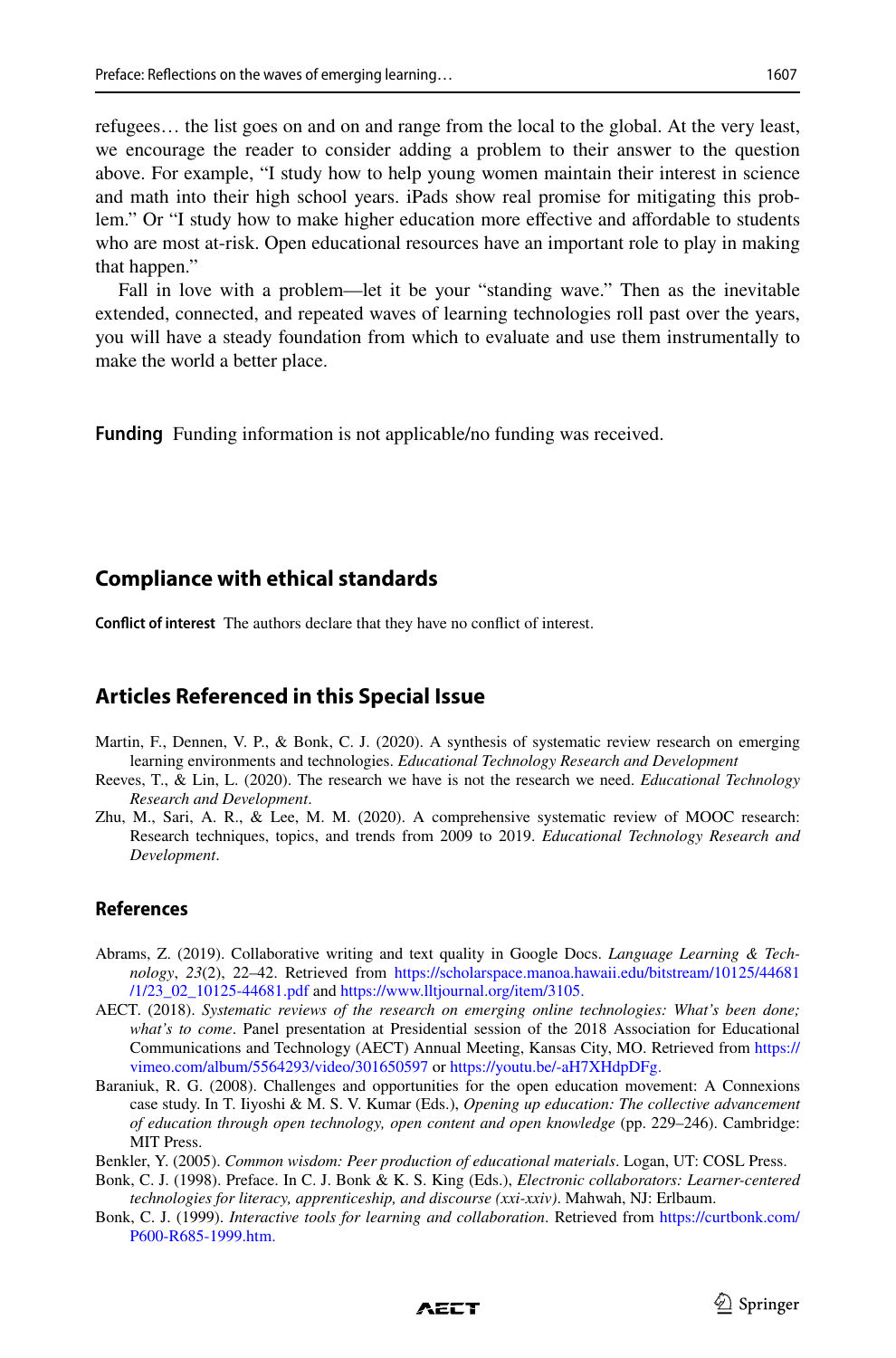refugees… the list goes on and on and range from the local to the global. At the very least, we encourage the reader to consider adding a problem to their answer to the question above. For example, "I study how to help young women maintain their interest in science and math into their high school years. iPads show real promise for mitigating this problem." Or "I study how to make higher education more effective and affordable to students who are most at-risk. Open educational resources have an important role to play in making that happen."

Fall in love with a problem—let it be your "standing wave." Then as the inevitable extended, connected, and repeated waves of learning technologies roll past over the years, you will have a steady foundation from which to evaluate and use them instrumentally to make the world a better place.

**Funding** Funding information is not applicable/no funding was received.

## Compliance with ethical standards

**Conflict of interest** The authors declare that they have no conflict of interest.

## Articles Referenced in this Special Issue

Martin, F., Dennen, V. P., & Bonk, C. J. (2020). A synthesis of systematic review research on emerging learning environments and technologies. *Educational Technology Research and Development*

Reeves, T., & Lin, L. (2020). The research we have is not the research we need. *Educational Technology Research and Development*.

Zhu, M., Sari, A. R., & Lee, M. M. (2020). A comprehensive systematic review of MOOC research: Research techniques, topics, and trends from 2009 to 2019. *Educational Technology Research and Development*.

## References

Abrams, Z. (2019). Collaborative writing and text quality in Google Docs. *Language Learning & Technology*, *23*(2), 22–42. Retrieved from https://scholarspace.manoa.hawaii.edu/bitstream/10125/44681/1/23_02_10125-44681.pdf and https://www.lltjournal.org/item/3105.

AECT. (2018). *Systematic reviews of the research on emerging online technologies: What's been done; what's to come*. Panel presentation at Presidential session of the 2018 Association for Educational Communications and Technology (AECT) Annual Meeting, Kansas City, MO. Retrieved from https://vimeo.com/album/5564293/video/301650597 or https://youtu.be/-aH7XHdpDFg.

Baraniuk, R. G. (2008). Challenges and opportunities for the open education movement: A Connexions case study. In T. Iiyoshi & M. S. V. Kumar (Eds.), *Opening up education: The collective advancement of education through open technology, open content and open knowledge* (pp. 229–246). Cambridge: MIT Press.

Benkler, Y. (2005). *Common wisdom: Peer production of educational materials*. Logan, UT: COSL Press.

Bonk, C. J. (1998). Preface. In C. J. Bonk & K. S. King (Eds.), *Electronic collaborators: Learner-centered technologies for literacy, apprenticeship, and discourse (xxi-xxiv)*. Mahwah, NJ: Erlbaum.

Bonk, C. J. (1999). *Interactive tools for learning and collaboration*. Retrieved from https://curtbonk.com/P600-R685-1999.htm.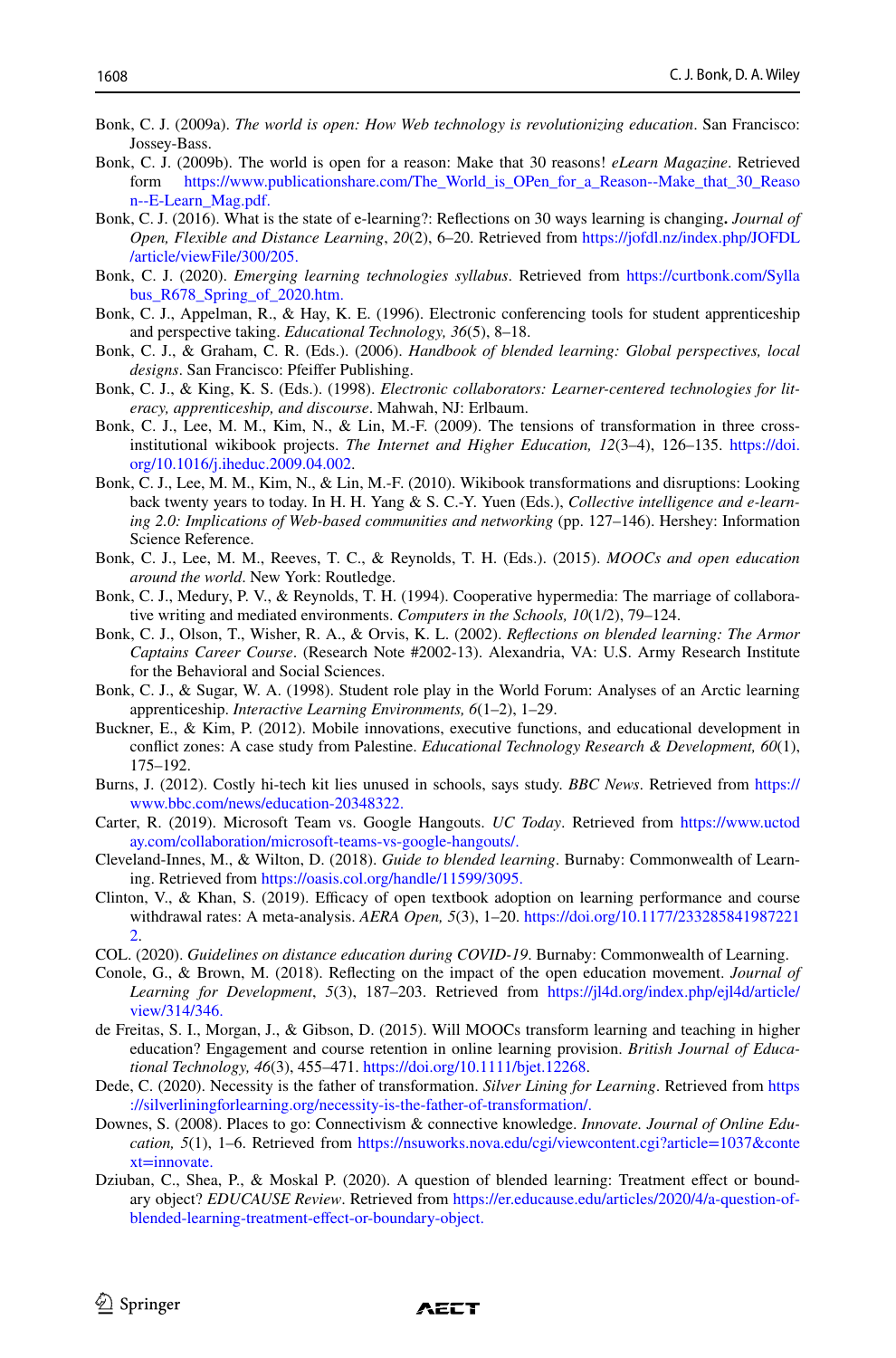Bonk, C. J. (2009a). *The world is open: How Web technology is revolutionizing education*. San Francisco: Jossey-Bass.

Bonk, C. J. (2009b). The world is open for a reason: Make that 30 reasons! *eLearn Magazine*. Retrieved form https://www.publicationshare.com/The_World_is_OPen_for_a_Reason--Make_that_30_Reason--E-Learn_Mag.pdf.

Bonk, C. J. (2016). What is the state of e-learning?: Reflections on 30 ways learning is changing**.** *Journal of Open, Flexible and Distance Learning*, *20*(2), 6–20. Retrieved from https://jofdl.nz/index.php/JOFDL/article/viewFile/300/205.

Bonk, C. J. (2020). *Emerging learning technologies syllabus*. Retrieved from https://curtbonk.com/Syllabus_R678_Spring_of_2020.htm.

Bonk, C. J., Appelman, R., & Hay, K. E. (1996). Electronic conferencing tools for student apprenticeship and perspective taking. *Educational Technology, 36*(5), 8–18.

Bonk, C. J., & Graham, C. R. (Eds.). (2006). *Handbook of blended learning: Global perspectives, local designs*. San Francisco: Pfeiffer Publishing.

Bonk, C. J., & King, K. S. (Eds.). (1998). *Electronic collaborators: Learner-centered technologies for literacy, apprenticeship, and discourse*. Mahwah, NJ: Erlbaum.

Bonk, C. J., Lee, M. M., Kim, N., & Lin, M.-F. (2009). The tensions of transformation in three cross-institutional wikibook projects. *The Internet and Higher Education, 12*(3–4), 126–135. https://doi.org/10.1016/j.iheduc.2009.04.002.

Bonk, C. J., Lee, M. M., Kim, N., & Lin, M.-F. (2010). Wikibook transformations and disruptions: Looking back twenty years to today. In H. H. Yang & S. C.-Y. Yuen (Eds.), *Collective intelligence and e-learning 2.0: Implications of Web-based communities and networking* (pp. 127–146). Hershey: Information Science Reference.

Bonk, C. J., Lee, M. M., Reeves, T. C., & Reynolds, T. H. (Eds.). (2015). *MOOCs and open education around the world*. New York: Routledge.

Bonk, C. J., Medury, P. V., & Reynolds, T. H. (1994). Cooperative hypermedia: The marriage of collaborative writing and mediated environments. *Computers in the Schools, 10*(1/2), 79–124.

Bonk, C. J., Olson, T., Wisher, R. A., & Orvis, K. L. (2002). *Reflections on blended learning: The Armor Captains Career Course*. (Research Note #2002-13). Alexandria, VA: U.S. Army Research Institute for the Behavioral and Social Sciences.

Bonk, C. J., & Sugar, W. A. (1998). Student role play in the World Forum: Analyses of an Arctic learning apprenticeship. *Interactive Learning Environments, 6*(1–2), 1–29.

Buckner, E., & Kim, P. (2012). Mobile innovations, executive functions, and educational development in conflict zones: A case study from Palestine. *Educational Technology Research & Development, 60*(1), 175–192.

Burns, J. (2012). Costly hi-tech kit lies unused in schools, says study. *BBC News*. Retrieved from https://www.bbc.com/news/education-20348322.

Carter, R. (2019). Microsoft Team vs. Google Hangouts. *UC Today*. Retrieved from https://www.uctoday.com/collaboration/microsoft-teams-vs-google-hangouts/.

Cleveland-Innes, M., & Wilton, D. (2018). *Guide to blended learning*. Burnaby: Commonwealth of Learning. Retrieved from https://oasis.col.org/handle/11599/3095.

Clinton, V., & Khan, S. (2019). Efficacy of open textbook adoption on learning performance and course withdrawal rates: A meta-analysis. *AERA Open, 5*(3), 1–20. https://doi.org/10.1177/2332858419872212.

COL. (2020). *Guidelines on distance education during COVID-19*. Burnaby: Commonwealth of Learning.

Conole, G., & Brown, M. (2018). Reflecting on the impact of the open education movement. *Journal of Learning for Development*, *5*(3), 187–203. Retrieved from https://jl4d.org/index.php/ejl4d/article/view/314/346.

de Freitas, S. I., Morgan, J., & Gibson, D. (2015). Will MOOCs transform learning and teaching in higher education? Engagement and course retention in online learning provision. *British Journal of Educational Technology, 46*(3), 455–471. https://doi.org/10.1111/bjet.12268.

Dede, C. (2020). Necessity is the father of transformation. *Silver Lining for Learning*. Retrieved from https://silverliningforlearning.org/necessity-is-the-father-of-transformation/.

Downes, S. (2008). Places to go: Connectivism & connective knowledge. *Innovate. Journal of Online Education, 5*(1), 1–6. Retrieved from https://nsuworks.nova.edu/cgi/viewcontent.cgi?article=1037&context=innovate.

Dziuban, C., Shea, P., & Moskal P. (2020). A question of blended learning: Treatment effect or boundary object? *EDUCAUSE Review*. Retrieved from https://er.educause.edu/articles/2020/4/a-question-of-blended-learning-treatment-effect-or-boundary-object.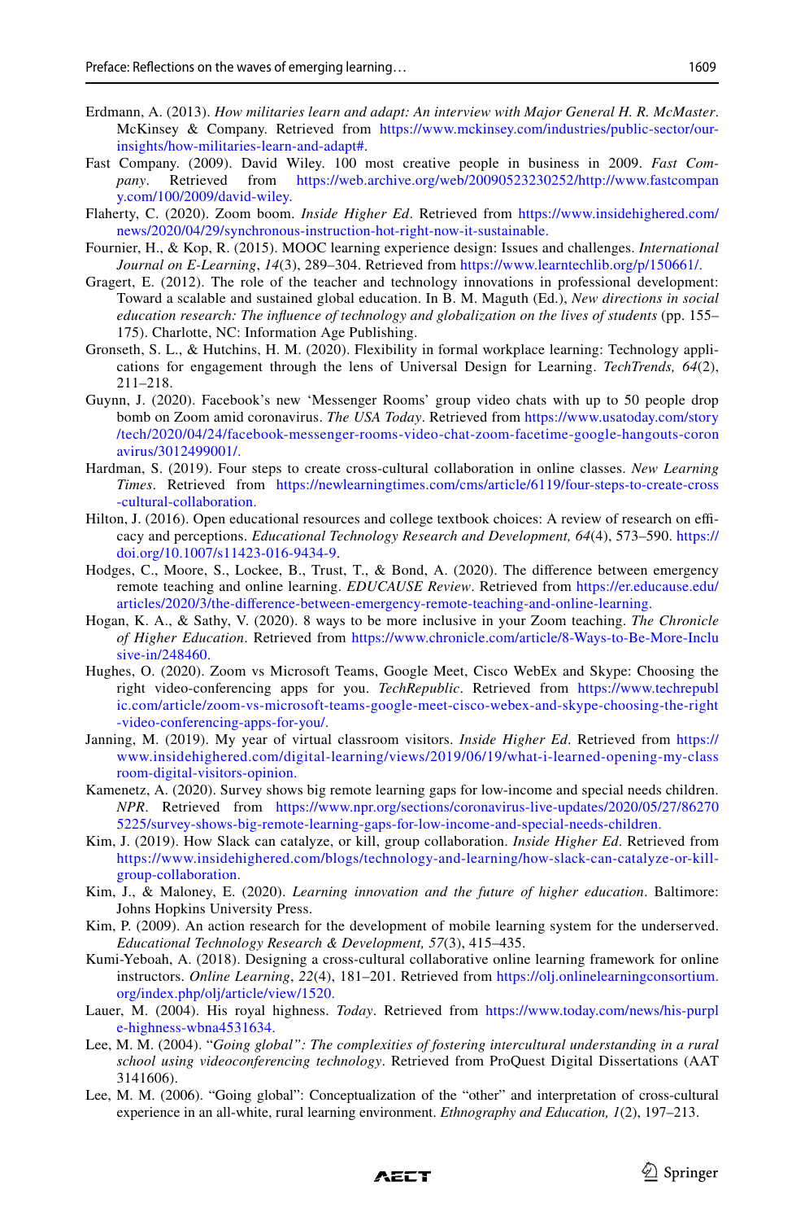Erdmann, A. (2013). *How militaries learn and adapt: An interview with Major General H. R. McMaster*. McKinsey & Company. Retrieved from https://www.mckinsey.com/industries/public-sector/our-insights/how-militaries-learn-and-adapt#.

Fast Company. (2009). David Wiley. 100 most creative people in business in 2009. *Fast Company*. Retrieved from https://web.archive.org/web/20090523230252/http://www.fastcompany.com/100/2009/david-wiley.

Flaherty, C. (2020). Zoom boom. *Inside Higher Ed*. Retrieved from https://www.insidehighered.com/news/2020/04/29/synchronous-instruction-hot-right-now-it-sustainable.

Fournier, H., & Kop, R. (2015). MOOC learning experience design: Issues and challenges. *International Journal on E-Learning*, *14*(3), 289–304. Retrieved from https://www.learntechlib.org/p/150661/.

Gragert, E. (2012). The role of the teacher and technology innovations in professional development: Toward a scalable and sustained global education. In B. M. Maguth (Ed.), *New directions in social education research: The influence of technology and globalization on the lives of students* (pp. 155–175). Charlotte, NC: Information Age Publishing.

Gronseth, S. L., & Hutchins, H. M. (2020). Flexibility in formal workplace learning: Technology applications for engagement through the lens of Universal Design for Learning. *TechTrends, 64*(2), 211–218.

Guynn, J. (2020). Facebook's new 'Messenger Rooms' group video chats with up to 50 people drop bomb on Zoom amid coronavirus. *The USA Today*. Retrieved from https://www.usatoday.com/story/tech/2020/04/24/facebook-messenger-rooms-video-chat-zoom-facetime-google-hangouts-coronavirus/3012499001/.

Hardman, S. (2019). Four steps to create cross-cultural collaboration in online classes. *New Learning Times*. Retrieved from https://newlearningtimes.com/cms/article/6119/four-steps-to-create-cross-cultural-collaboration.

Hilton, J. (2016). Open educational resources and college textbook choices: A review of research on efficacy and perceptions. *Educational Technology Research and Development, 64*(4), 573–590. https://doi.org/10.1007/s11423-016-9434-9.

Hodges, C., Moore, S., Lockee, B., Trust, T., & Bond, A. (2020). The difference between emergency remote teaching and online learning. *EDUCAUSE Review*. Retrieved from https://er.educause.edu/articles/2020/3/the-difference-between-emergency-remote-teaching-and-online-learning.

Hogan, K. A., & Sathy, V. (2020). 8 ways to be more inclusive in your Zoom teaching. *The Chronicle of Higher Education*. Retrieved from https://www.chronicle.com/article/8-Ways-to-Be-More-Inclusive-in/248460.

Hughes, O. (2020). Zoom vs Microsoft Teams, Google Meet, Cisco WebEx and Skype: Choosing the right video-conferencing apps for you. *TechRepublic*. Retrieved from https://www.techrepublic.com/article/zoom-vs-microsoft-teams-google-meet-cisco-webex-and-skype-choosing-the-right-video-conferencing-apps-for-you/.

Janning, M. (2019). My year of virtual classroom visitors. *Inside Higher Ed*. Retrieved from https://www.insidehighered.com/digital-learning/views/2019/06/19/what-i-learned-opening-my-classroom-digital-visitors-opinion.

Kamenetz, A. (2020). Survey shows big remote learning gaps for low-income and special needs children. *NPR*. Retrieved from https://www.npr.org/sections/coronavirus-live-updates/2020/05/27/862705225/survey-shows-big-remote-learning-gaps-for-low-income-and-special-needs-children.

Kim, J. (2019). How Slack can catalyze, or kill, group collaboration. *Inside Higher Ed*. Retrieved from https://www.insidehighered.com/blogs/technology-and-learning/how-slack-can-catalyze-or-kill-group-collaboration.

Kim, J., & Maloney, E. (2020). *Learning innovation and the future of higher education*. Baltimore: Johns Hopkins University Press.

Kim, P. (2009). An action research for the development of mobile learning system for the underserved. *Educational Technology Research & Development, 57*(3), 415–435.

Kumi-Yeboah, A. (2018). Designing a cross-cultural collaborative online learning framework for online instructors. *Online Learning*, *22*(4), 181–201. Retrieved from https://olj.onlinelearningconsortium.org/index.php/olj/article/view/1520.

Lauer, M. (2004). His royal highness. *Today*. Retrieved from https://www.today.com/news/his-purple-highness-wbna4531634.

Lee, M. M. (2004). "*Going global": The complexities of fostering intercultural understanding in a rural school using videoconferencing technology*. Retrieved from ProQuest Digital Dissertations (AAT 3141606).

Lee, M. M. (2006). "Going global": Conceptualization of the "other" and interpretation of cross-cultural experience in an all-white, rural learning environment. *Ethnography and Education, 1*(2), 197–213.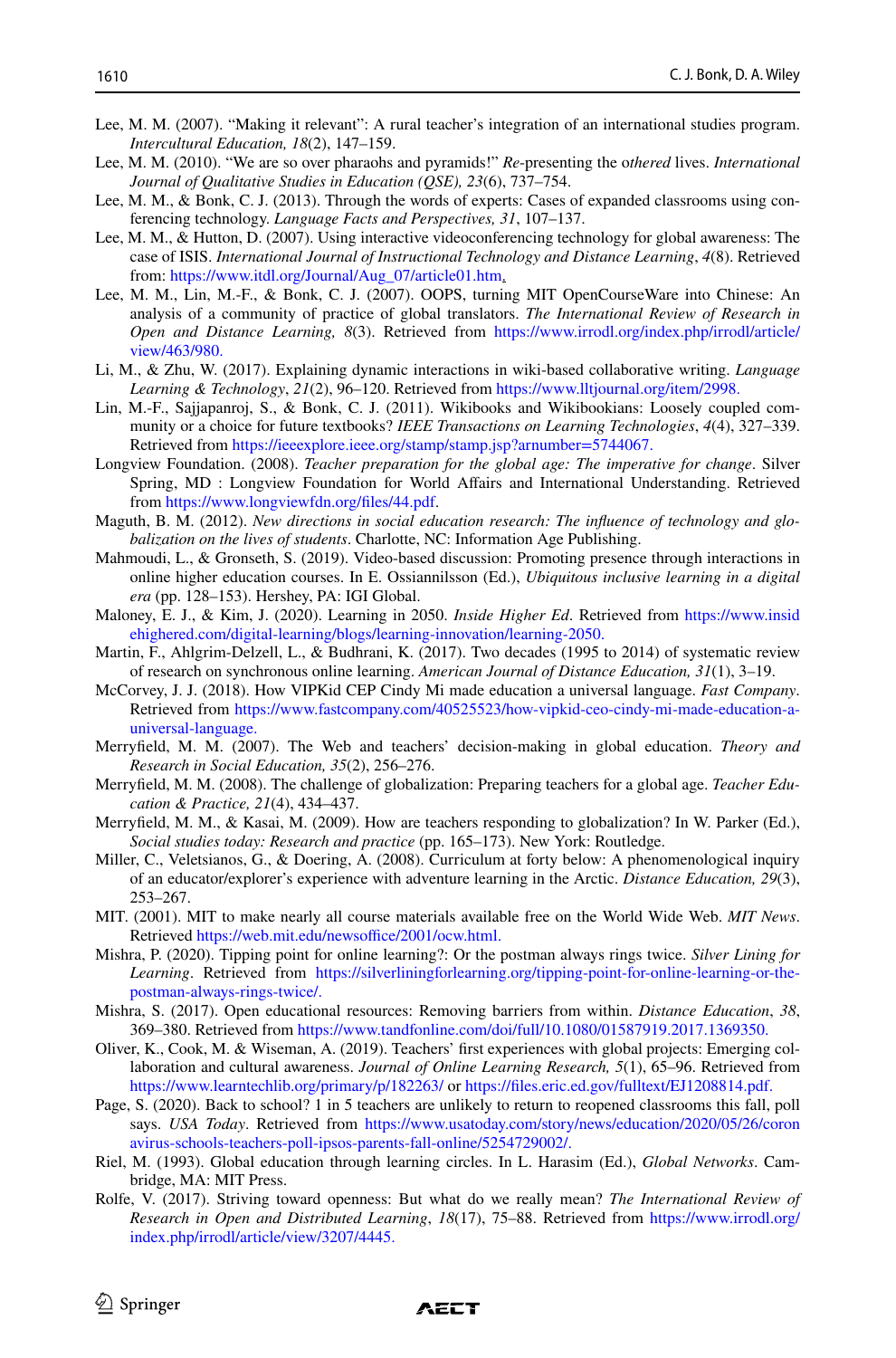Lee, M. M. (2007). "Making it relevant": A rural teacher's integration of an international studies program. *Intercultural Education, 18*(2), 147–159.

Lee, M. M. (2010). "We are so over pharaohs and pyramids!" *Re*-presenting the o*thered* lives. *International Journal of Qualitative Studies in Education (QSE), 23*(6), 737–754.

Lee, M. M., & Bonk, C. J. (2013). Through the words of experts: Cases of expanded classrooms using conferencing technology. *Language Facts and Perspectives, 31*, 107–137.

Lee, M. M., & Hutton, D. (2007). Using interactive videoconferencing technology for global awareness: The case of ISIS. *International Journal of Instructional Technology and Distance Learning*, *4*(8). Retrieved from: https://www.itdl.org/Journal/Aug_07/article01.htm.

Lee, M. M., Lin, M.-F., & Bonk, C. J. (2007). OOPS, turning MIT OpenCourseWare into Chinese: An analysis of a community of practice of global translators. *The International Review of Research in Open and Distance Learning, 8*(3). Retrieved from https://www.irrodl.org/index.php/irrodl/article/view/463/980.

Li, M., & Zhu, W. (2017). Explaining dynamic interactions in wiki-based collaborative writing. *Language Learning & Technology*, *21*(2), 96–120. Retrieved from https://www.lltjournal.org/item/2998.

Lin, M.-F., Sajjapanroj, S., & Bonk, C. J. (2011). Wikibooks and Wikibookians: Loosely coupled community or a choice for future textbooks? *IEEE Transactions on Learning Technologies*, *4*(4), 327–339. Retrieved from https://ieeexplore.ieee.org/stamp/stamp.jsp?arnumber=5744067.

Longview Foundation. (2008). *Teacher preparation for the global age: The imperative for change*. Silver Spring, MD : Longview Foundation for World Affairs and International Understanding. Retrieved from https://www.longviewfdn.org/files/44.pdf.

Maguth, B. M. (2012). *New directions in social education research: The influence of technology and globalization on the lives of students*. Charlotte, NC: Information Age Publishing.

Mahmoudi, L., & Gronseth, S. (2019). Video-based discussion: Promoting presence through interactions in online higher education courses. In E. Ossiannilsson (Ed.), *Ubiquitous inclusive learning in a digital era* (pp. 128–153). Hershey, PA: IGI Global.

Maloney, E. J., & Kim, J. (2020). Learning in 2050. *Inside Higher Ed*. Retrieved from https://www.insidehighered.com/digital-learning/blogs/learning-innovation/learning-2050.

Martin, F., Ahlgrim-Delzell, L., & Budhrani, K. (2017). Two decades (1995 to 2014) of systematic review of research on synchronous online learning. *American Journal of Distance Education, 31*(1), 3–19.

McCorvey, J. J. (2018). How VIPKid CEP Cindy Mi made education a universal language. *Fast Company*. Retrieved from https://www.fastcompany.com/40525523/how-vipkid-ceo-cindy-mi-made-education-a-universal-language.

Merryfield, M. M. (2007). The Web and teachers' decision-making in global education. *Theory and Research in Social Education, 35*(2), 256–276.

Merryfield, M. M. (2008). The challenge of globalization: Preparing teachers for a global age. *Teacher Education & Practice, 21*(4), 434–437.

Merryfield, M. M., & Kasai, M. (2009). How are teachers responding to globalization? In W. Parker (Ed.), *Social studies today: Research and practice* (pp. 165–173). New York: Routledge.

Miller, C., Veletsianos, G., & Doering, A. (2008). Curriculum at forty below: A phenomenological inquiry of an educator/explorer's experience with adventure learning in the Arctic. *Distance Education, 29*(3), 253–267.

MIT. (2001). MIT to make nearly all course materials available free on the World Wide Web. *MIT News*. Retrieved https://web.mit.edu/newsoffice/2001/ocw.html.

Mishra, P. (2020). Tipping point for online learning?: Or the postman always rings twice. *Silver Lining for Learning*. Retrieved from https://silverliningforlearning.org/tipping-point-for-online-learning-or-the-postman-always-rings-twice/.

Mishra, S. (2017). Open educational resources: Removing barriers from within. *Distance Education*, *38*, 369–380. Retrieved from https://www.tandfonline.com/doi/full/10.1080/01587919.2017.1369350.

Oliver, K., Cook, M. & Wiseman, A. (2019). Teachers' first experiences with global projects: Emerging collaboration and cultural awareness. *Journal of Online Learning Research, 5*(1), 65–96. Retrieved from https://www.learntechlib.org/primary/p/182263/ or https://files.eric.ed.gov/fulltext/EJ1208814.pdf.

Page, S. (2020). Back to school? 1 in 5 teachers are unlikely to return to reopened classrooms this fall, poll says. *USA Today*. Retrieved from https://www.usatoday.com/story/news/education/2020/05/26/coronavirus-schools-teachers-poll-ipsos-parents-fall-online/5254729002/.

Riel, M. (1993). Global education through learning circles. In L. Harasim (Ed.), *Global Networks*. Cambridge, MA: MIT Press.

Rolfe, V. (2017). Striving toward openness: But what do we really mean? *The International Review of Research in Open and Distributed Learning*, *18*(17), 75–88. Retrieved from https://www.irrodl.org/index.php/irrodl/article/view/3207/4445.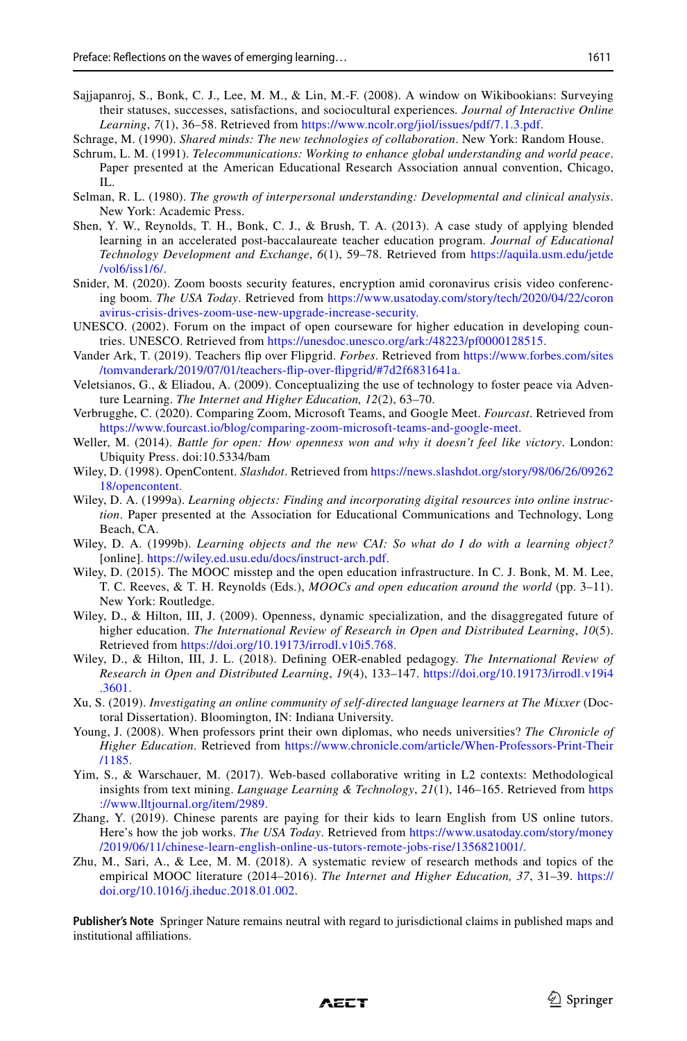Sajjapanroj, S., Bonk, C. J., Lee, M. M., & Lin, M.-F. (2008). A window on Wikibookians: Surveying their statuses, successes, satisfactions, and sociocultural experiences. *Journal of Interactive Online Learning*, *7*(1), 36–58. Retrieved from https://www.ncolr.org/jiol/issues/pdf/7.1.3.pdf.

Schrage, M. (1990). *Shared minds: The new technologies of collaboration*. New York: Random House.

Schrum, L. M. (1991). *Telecommunications: Working to enhance global understanding and world peace*. Paper presented at the American Educational Research Association annual convention, Chicago, IL.

Selman, R. L. (1980). *The growth of interpersonal understanding: Developmental and clinical analysis*. New York: Academic Press.

Shen, Y. W., Reynolds, T. H., Bonk, C. J., & Brush, T. A. (2013). A case study of applying blended learning in an accelerated post-baccalaureate teacher education program. *Journal of Educational Technology Development and Exchange*, *6*(1), 59–78. Retrieved from https://aquila.usm.edu/jetde/vol6/iss1/6/.

Snider, M. (2020). Zoom boosts security features, encryption amid coronavirus crisis video conferencing boom. *The USA Today*. Retrieved from https://www.usatoday.com/story/tech/2020/04/22/coronavirus-crisis-drives-zoom-use-new-upgrade-increase-security.

UNESCO. (2002). Forum on the impact of open courseware for higher education in developing countries. UNESCO. Retrieved from https://unesdoc.unesco.org/ark:/48223/pf0000128515.

Vander Ark, T. (2019). Teachers flip over Flipgrid. *Forbes*. Retrieved from https://www.forbes.com/sites/tomvanderark/2019/07/01/teachers-flip-over-flipgrid/#7d2f6831641a.

Veletsianos, G., & Eliadou, A. (2009). Conceptualizing the use of technology to foster peace via Adventure Learning. *The Internet and Higher Education, 12*(2), 63–70.

Verbrugghe, C. (2020). Comparing Zoom, Microsoft Teams, and Google Meet. *Fourcast*. Retrieved from https://www.fourcast.io/blog/comparing-zoom-microsoft-teams-and-google-meet.

Weller, M. (2014). *Battle for open: How openness won and why it doesn't feel like victory*. London: Ubiquity Press. doi:10.5334/bam

Wiley, D. (1998). OpenContent. *Slashdot*. Retrieved from https://news.slashdot.org/story/98/06/26/0926218/opencontent.

Wiley, D. A. (1999a). *Learning objects: Finding and incorporating digital resources into online instruction*. Paper presented at the Association for Educational Communications and Technology, Long Beach, CA.

Wiley, D. A. (1999b). *Learning objects and the new CAI: So what do I do with a learning object?* [online]. https://wiley.ed.usu.edu/docs/instruct-arch.pdf.

Wiley, D. (2015). The MOOC misstep and the open education infrastructure. In C. J. Bonk, M. M. Lee, T. C. Reeves, & T. H. Reynolds (Eds.), *MOOCs and open education around the world* (pp. 3–11). New York: Routledge.

Wiley, D., & Hilton, III, J. (2009). Openness, dynamic specialization, and the disaggregated future of higher education. *The International Review of Research in Open and Distributed Learning*, *10*(5). Retrieved from https://doi.org/10.19173/irrodl.v10i5.768.

Wiley, D., & Hilton, III, J. L. (2018). Defining OER-enabled pedagogy. *The International Review of Research in Open and Distributed Learning*, *19*(4), 133–147. https://doi.org/10.19173/irrodl.v19i4.3601.

Xu, S. (2019). *Investigating an online community of self-directed language learners at The Mixxer* (Doctoral Dissertation). Bloomington, IN: Indiana University.

Young, J. (2008). When professors print their own diplomas, who needs universities? *The Chronicle of Higher Education*. Retrieved from https://www.chronicle.com/article/When-Professors-Print-Their/1185.

Yim, S., & Warschauer, M. (2017). Web-based collaborative writing in L2 contexts: Methodological insights from text mining. *Language Learning & Technology*, *21*(1), 146–165. Retrieved from https://www.lltjournal.org/item/2989.

Zhang, Y. (2019). Chinese parents are paying for their kids to learn English from US online tutors. Here's how the job works. *The USA Today*. Retrieved from https://www.usatoday.com/story/money/2019/06/11/chinese-learn-english-online-us-tutors-remote-jobs-rise/1356821001/.

Zhu, M., Sari, A., & Lee, M. M. (2018). A systematic review of research methods and topics of the empirical MOOC literature (2014–2016). *The Internet and Higher Education, 37*, 31–39. https://doi.org/10.1016/j.iheduc.2018.01.002.

**Publisher's Note** Springer Nature remains neutral with regard to jurisdictional claims in published maps and institutional affiliations.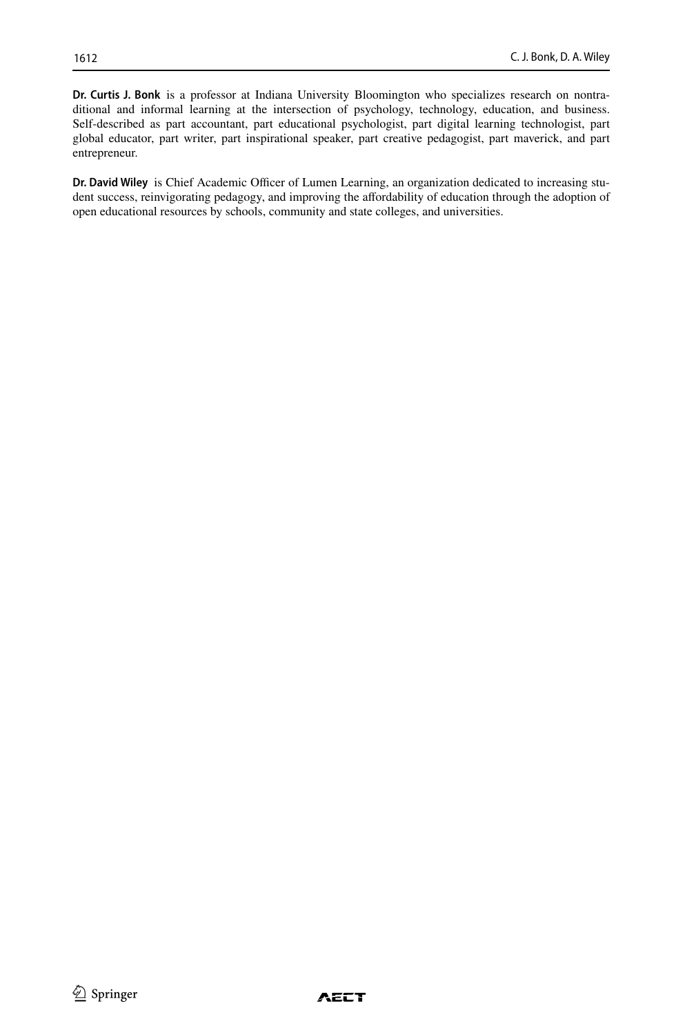**Dr. Curtis J. Bonk** is a professor at Indiana University Bloomington who specializes research on nontraditional and informal learning at the intersection of psychology, technology, education, and business. Self-described as part accountant, part educational psychologist, part digital learning technologist, part global educator, part writer, part inspirational speaker, part creative pedagogist, part maverick, and part entrepreneur.

**Dr. David Wiley** is Chief Academic Officer of Lumen Learning, an organization dedicated to increasing student success, reinvigorating pedagogy, and improving the affordability of education through the adoption of open educational resources by schools, community and state colleges, and universities.